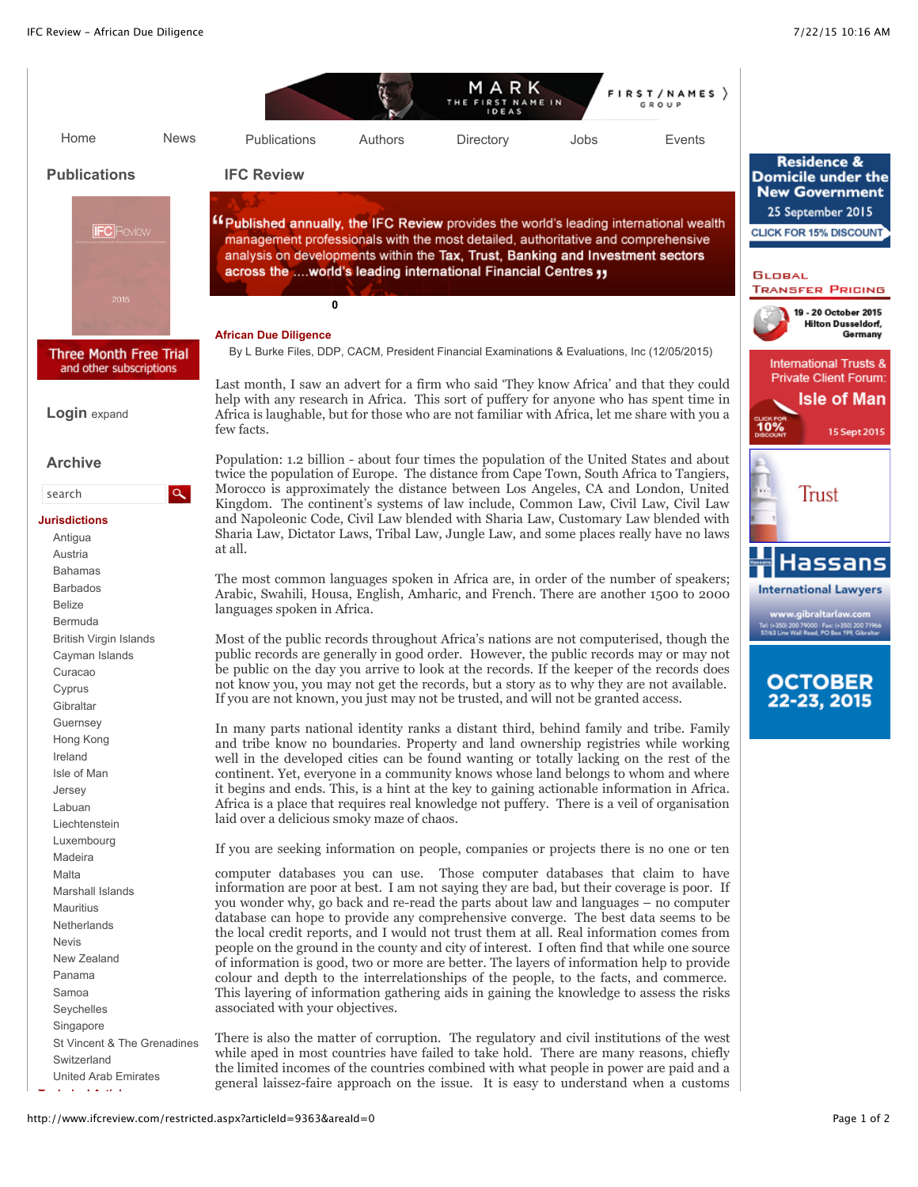## African Due Diligence

By L Burke Files, DDP, CACM, President Financial Examinations & Evaluations, Inc (12/05/2015)

Last month, I saw an advert for a firm who said 'They know Africa' and that they could help with any research in Africa. This sort of puffery for anyone who has spent time in Africa is laughable, but for those who are not familiar with Africa, let me share with you a few facts.

Population: 1.2 billion - about four times the population of the United States and about twice the population of Europe. The distance from Cape Town, South Africa to Tangiers, Morocco is approximately the distance between Los Angeles, CA and London, United Kingdom. The continent's systems of law include, Common Law, Civil Law, Civil Law and Napoleonic Code, Civil Law blended with Sharia Law, Customary Law blended with Sharia Law, Dictator Laws, Tribal Law, Jungle Law, and some places really have no laws at all.

The most common languages spoken in Africa are, in order of the number of speakers; Arabic, Swahili, Housa, English, Amharic, and French. There are another 1500 to 2000 languages spoken in Africa.

Most of the public records throughout Africa's nations are not computerised, though the public records are generally in good order. However, the public records may or may not be public on the day you arrive to look at the records. If the keeper of the records does not know you, you may not get the records, but a story as to why they are not available. If you are not known, you just may not be trusted, and will not be granted access.

In many parts national identity ranks a distant third, behind family and tribe. Family and tribe know no boundaries. Property and land ownership registries while working well in the developed cities can be found wanting or totally lacking on the rest of the continent. Yet, everyone in a community knows whose land belongs to whom and where it begins and ends. This, is a hint at the key to gaining actionable information in Africa. Africa is a place that requires real knowledge not puffery. There is a veil of organisation laid over a delicious smoky maze of chaos.

If you are seeking information on people, companies or projects there is no one or ten computer databases you can use. Those computer databases that claim to have information are poor at best. I am not saying they are bad, but their coverage is poor. If you wonder why, go back and re-read the parts about law and languages – no computer database can hope to provide any comprehensive converge. The best data seems to be the local credit reports, and I would not trust them at all. Real information comes from people on the ground in the county and city of interest. I often find that while one source of information is good, two or more are better. The layers of information help to provide colour and depth to the interrelationships of the people, to the facts, and commerce. This layering of information gathering aids in gaining the knowledge to assess the risks associated with your objectives.

There is also the matter of corruption. The regulatory and civil institutions of the west while aped in most countries have failed to take hold. There are many reasons, chiefly the limited incomes of the countries combined with what people in power are paid and a general laissez-faire approach on the issue. It is easy to understand when a customs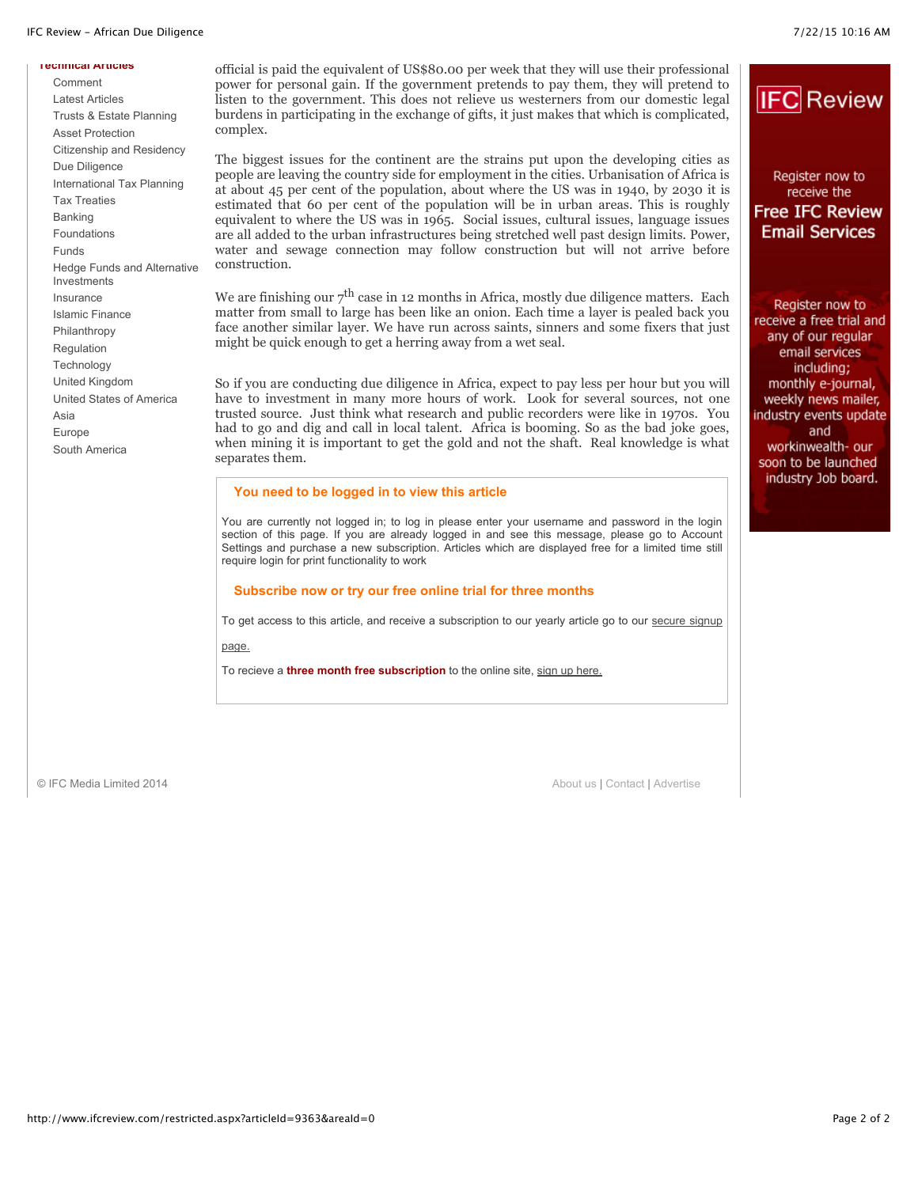official is paid the equivalent of US$80.00 per week that they will use their professional power for personal gain. If the government pretends to pay them, they will pretend to listen to the government. This does not relieve us westerners from our domestic legal burdens in participating in the exchange of gifts, it just makes that which is complicated, complex.

The biggest issues for the continent are the strains put upon the developing cities as people are leaving the country side for employment in the cities. Urbanisation of Africa is at about 45 per cent of the population, about where the US was in 1940, by 2030 it is estimated that 60 per cent of the population will be in urban areas. This is roughly equivalent to where the US was in 1965. Social issues, cultural issues, language issues are all added to the urban infrastructures being stretched well past design limits. Power, water and sewage connection may follow construction but will not arrive before construction.

We are finishing our 7th case in 12 months in Africa, mostly due diligence matters. Each matter from small to large has been like an onion. Each time a layer is pealed back you face another similar layer. We have run across saints, sinners and some fixers that just might be quick enough to get a herring away from a wet seal.

So if you are conducting due diligence in Africa, expect to pay less per hour but you will have to investment in many more hours of work. Look for several sources, not one trusted source. Just think what research and public recorders were like in 1970s. You had to go and dig and call in local talent. Africa is booming. So as the bad joke goes, when mining it is important to get the gold and not the shaft. Real knowledge is what separates them.